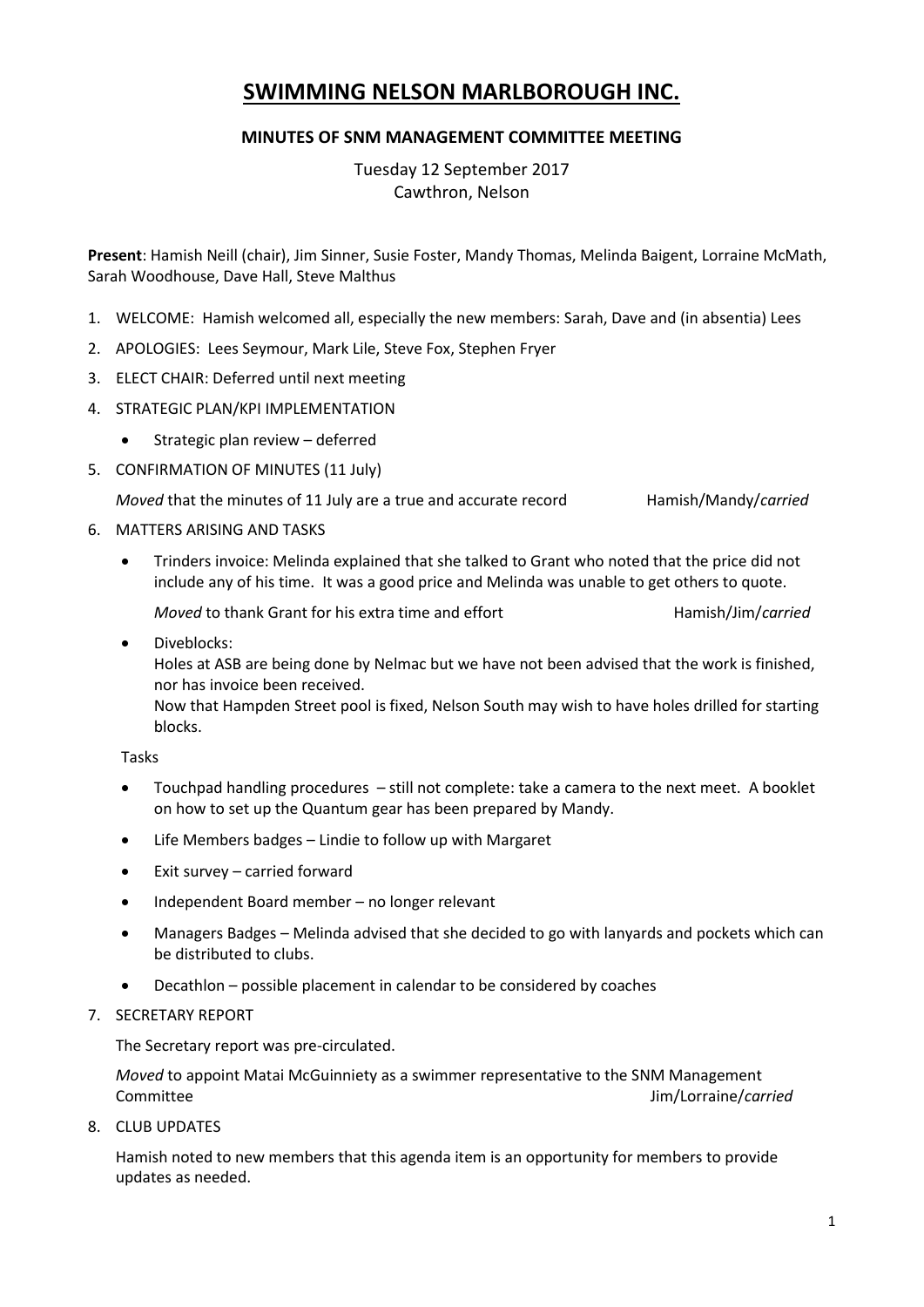# SWIMMING NELSON MARLBOROUGH INC.

### MINUTES OF SNM MANAGEMENT COMMITTEE MEETING

Tuesday 12 September 2017
Cawthron, Nelson

**Present**: Hamish Neill (chair), Jim Sinner, Susie Foster, Mandy Thomas, Melinda Baigent, Lorraine McMath, Sarah Woodhouse, Dave Hall, Steve Malthus

1. WELCOME: Hamish welcomed all, especially the new members: Sarah, Dave and (in absentia) Lees
2. APOLOGIES: Lees Seymour, Mark Lile, Steve Fox, Stephen Fryer
3. ELECT CHAIR: Deferred until next meeting
4. STRATEGIC PLAN/KPI IMPLEMENTATION
   - Strategic plan review – deferred
5. CONFIRMATION OF MINUTES (11 July)

   *Moved* that the minutes of 11 July are a true and accurate record — Hamish/Mandy/*carried*
6. MATTERS ARISING AND TASKS
   - Trinders invoice: Melinda explained that she talked to Grant who noted that the price did not include any of his time. It was a good price and Melinda was unable to get others to quote.

     *Moved* to thank Grant for his extra time and effort — Hamish/Jim/*carried*
   - Diveblocks:
     Holes at ASB are being done by Nelmac but we have not been advised that the work is finished, nor has invoice been received.
     Now that Hampden Street pool is fixed, Nelson South may wish to have holes drilled for starting blocks.

   Tasks

   - Touchpad handling procedures – still not complete: take a camera to the next meet. A booklet on how to set up the Quantum gear has been prepared by Mandy.
   - Life Members badges – Lindie to follow up with Margaret
   - Exit survey – carried forward
   - Independent Board member – no longer relevant
   - Managers Badges – Melinda advised that she decided to go with lanyards and pockets which can be distributed to clubs.
   - Decathlon – possible placement in calendar to be considered by coaches
7. SECRETARY REPORT

   The Secretary report was pre-circulated.

   *Moved* to appoint Matai McGuinniety as a swimmer representative to the SNM Management Committee — Jim/Lorraine/*carried*
8. CLUB UPDATES

   Hamish noted to new members that this agenda item is an opportunity for members to provide updates as needed.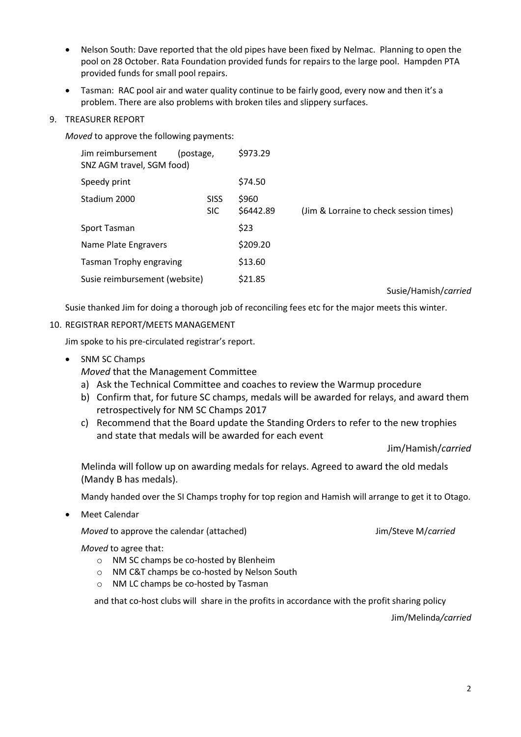- Nelson South: Dave reported that the old pipes have been fixed by Nelmac. Planning to open the pool on 28 October. Rata Foundation provided funds for repairs to the large pool. Hampden PTA provided funds for small pool repairs.
- Tasman: RAC pool air and water quality continue to be fairly good, every now and then it's a problem. There are also problems with broken tiles and slippery surfaces.

9. TREASURER REPORT

*Moved* to approve the following payments:

| | | | |
|---|---|---|---|
| Jim reimbursement (postage, SNZ AGM travel, SGM food) | | $973.29 | |
| Speedy print | | $74.50 | |
| Stadium 2000 | SISS | $960 | |
| | SIC | $6442.89 | (Jim & Lorraine to check session times) |
| Sport Tasman | | $23 | |
| Name Plate Engravers | | $209.20 | |
| Tasman Trophy engraving | | $13.60 | |
| Susie reimbursement (website) | | $21.85 | |

Susie/Hamish/*carried*

Susie thanked Jim for doing a thorough job of reconciling fees etc for the major meets this winter.

10. REGISTRAR REPORT/MEETS MANAGEMENT

Jim spoke to his pre-circulated registrar's report.

- SNM SC Champs

  *Moved* that the Management Committee
  a) Ask the Technical Committee and coaches to review the Warmup procedure
  b) Confirm that, for future SC champs, medals will be awarded for relays, and award them retrospectively for NM SC Champs 2017
  c) Recommend that the Board update the Standing Orders to refer to the new trophies and state that medals will be awarded for each event

  Jim/Hamish/*carried*

  Melinda will follow up on awarding medals for relays. Agreed to award the old medals (Mandy B has medals).

  Mandy handed over the SI Champs trophy for top region and Hamish will arrange to get it to Otago.

- Meet Calendar

  *Moved* to approve the calendar (attached) Jim/Steve M/*carried*

  *Moved* to agree that:
  - NM SC champs be co-hosted by Blenheim
  - NM C&T champs be co-hosted by Nelson South
  - NM LC champs be co-hosted by Tasman

  and that co-host clubs will share in the profits in accordance with the profit sharing policy

  Jim/Melinda/*carried*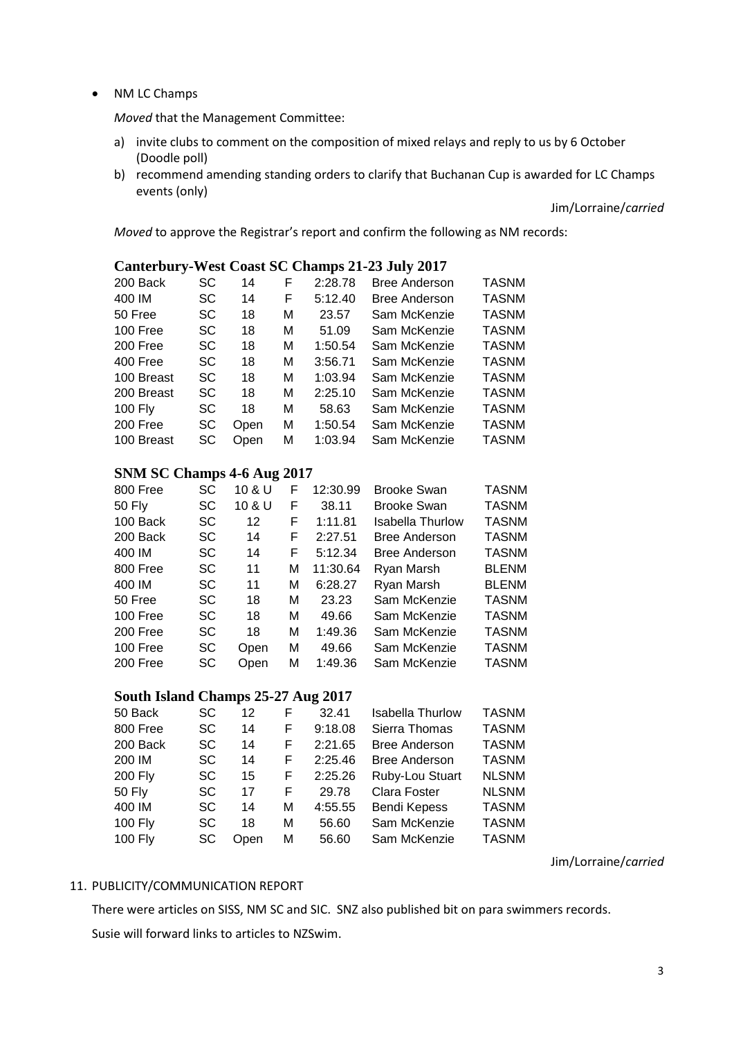- NM LC Champs

  *Moved* that the Management Committee:

  a) invite clubs to comment on the composition of mixed relays and reply to us by 6 October (Doodle poll)
  b) recommend amending standing orders to clarify that Buchanan Cup is awarded for LC Champs events (only)

  Jim/Lorraine/*carried*

  *Moved* to approve the Registrar's report and confirm the following as NM records:

### Canterbury-West Coast SC Champs 21-23 July 2017

| | | | | | | |
|---|---|---|---|---|---|---|
| 200 Back | SC | 14 | F | 2:28.78 | Bree Anderson | TASNM |
| 400 IM | SC | 14 | F | 5:12.40 | Bree Anderson | TASNM |
| 50 Free | SC | 18 | M | 23.57 | Sam McKenzie | TASNM |
| 100 Free | SC | 18 | M | 51.09 | Sam McKenzie | TASNM |
| 200 Free | SC | 18 | M | 1:50.54 | Sam McKenzie | TASNM |
| 400 Free | SC | 18 | M | 3:56.71 | Sam McKenzie | TASNM |
| 100 Breast | SC | 18 | M | 1:03.94 | Sam McKenzie | TASNM |
| 200 Breast | SC | 18 | M | 2:25.10 | Sam McKenzie | TASNM |
| 100 Fly | SC | 18 | M | 58.63 | Sam McKenzie | TASNM |
| 200 Free | SC | Open | M | 1:50.54 | Sam McKenzie | TASNM |
| 100 Breast | SC | Open | M | 1:03.94 | Sam McKenzie | TASNM |

### SNM SC Champs 4-6 Aug 2017

| | | | | | | |
|---|---|---|---|---|---|---|
| 800 Free | SC | 10 & U | F | 12:30.99 | Brooke Swan | TASNM |
| 50 Fly | SC | 10 & U | F | 38.11 | Brooke Swan | TASNM |
| 100 Back | SC | 12 | F | 1:11.81 | Isabella Thurlow | TASNM |
| 200 Back | SC | 14 | F | 2:27.51 | Bree Anderson | TASNM |
| 400 IM | SC | 14 | F | 5:12.34 | Bree Anderson | TASNM |
| 800 Free | SC | 11 | M | 11:30.64 | Ryan Marsh | BLENM |
| 400 IM | SC | 11 | M | 6:28.27 | Ryan Marsh | BLENM |
| 50 Free | SC | 18 | M | 23.23 | Sam McKenzie | TASNM |
| 100 Free | SC | 18 | M | 49.66 | Sam McKenzie | TASNM |
| 200 Free | SC | 18 | M | 1:49.36 | Sam McKenzie | TASNM |
| 100 Free | SC | Open | M | 49.66 | Sam McKenzie | TASNM |
| 200 Free | SC | Open | M | 1:49.36 | Sam McKenzie | TASNM |

### South Island Champs 25-27 Aug 2017

| | | | | | | |
|---|---|---|---|---|---|---|
| 50 Back | SC | 12 | F | 32.41 | Isabella Thurlow | TASNM |
| 800 Free | SC | 14 | F | 9:18.08 | Sierra Thomas | TASNM |
| 200 Back | SC | 14 | F | 2:21.65 | Bree Anderson | TASNM |
| 200 IM | SC | 14 | F | 2:25.46 | Bree Anderson | TASNM |
| 200 Fly | SC | 15 | F | 2:25.26 | Ruby-Lou Stuart | NLSNM |
| 50 Fly | SC | 17 | F | 29.78 | Clara Foster | NLSNM |
| 400 IM | SC | 14 | M | 4:55.55 | Bendi Kepess | TASNM |
| 100 Fly | SC | 18 | M | 56.60 | Sam McKenzie | TASNM |
| 100 Fly | SC | Open | M | 56.60 | Sam McKenzie | TASNM |

Jim/Lorraine/*carried*

11. PUBLICITY/COMMUNICATION REPORT

There were articles on SISS, NM SC and SIC. SNZ also published bit on para swimmers records.

Susie will forward links to articles to NZSwim.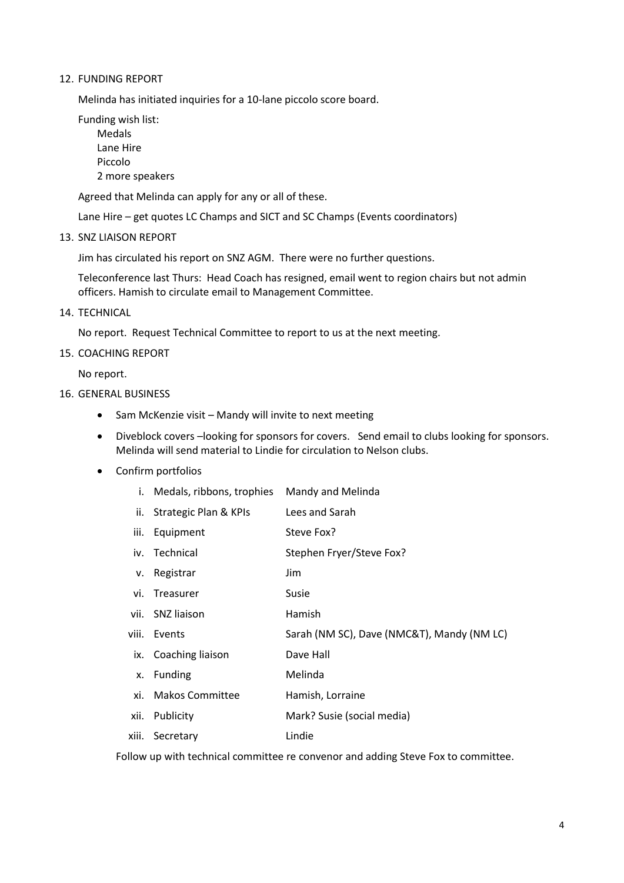12. FUNDING REPORT

    Melinda has initiated inquiries for a 10-lane piccolo score board.

    Funding wish list:

    - Medals
    - Lane Hire
    - Piccolo
    - 2 more speakers

    Agreed that Melinda can apply for any or all of these.

    Lane Hire – get quotes LC Champs and SICT and SC Champs (Events coordinators)

13. SNZ LIAISON REPORT

    Jim has circulated his report on SNZ AGM. There were no further questions.

    Teleconference last Thurs: Head Coach has resigned, email went to region chairs but not admin officers. Hamish to circulate email to Management Committee.

14. TECHNICAL

    No report. Request Technical Committee to report to us at the next meeting.

15. COACHING REPORT

    No report.

16. GENERAL BUSINESS

    - Sam McKenzie visit – Mandy will invite to next meeting
    - Diveblock covers –looking for sponsors for covers. Send email to clubs looking for sponsors. Melinda will send material to Lindie for circulation to Nelson clubs.
    - Confirm portfolios

    | | | |
    |---|---|---|
    | i. | Medals, ribbons, trophies | Mandy and Melinda |
    | ii. | Strategic Plan & KPIs | Lees and Sarah |
    | iii. | Equipment | Steve Fox? |
    | iv. | Technical | Stephen Fryer/Steve Fox? |
    | v. | Registrar | Jim |
    | vi. | Treasurer | Susie |
    | vii. | SNZ liaison | Hamish |
    | viii. | Events | Sarah (NM SC), Dave (NMC&T), Mandy (NM LC) |
    | ix. | Coaching liaison | Dave Hall |
    | x. | Funding | Melinda |
    | xi. | Makos Committee | Hamish, Lorraine |
    | xii. | Publicity | Mark? Susie (social media) |
    | xiii. | Secretary | Lindie |

    Follow up with technical committee re convenor and adding Steve Fox to committee.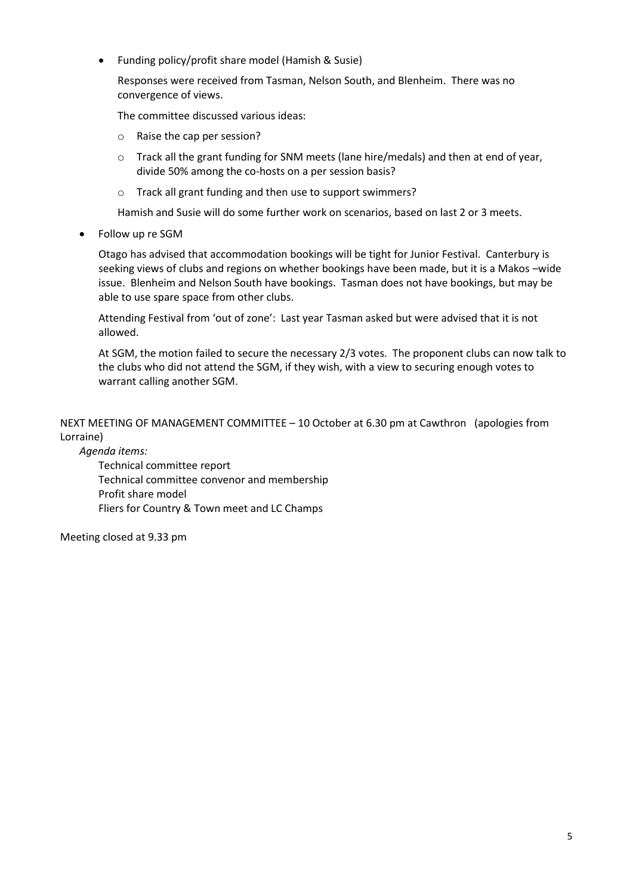- Funding policy/profit share model (Hamish & Susie)

  Responses were received from Tasman, Nelson South, and Blenheim. There was no convergence of views.

  The committee discussed various ideas:

  - Raise the cap per session?
  - Track all the grant funding for SNM meets (lane hire/medals) and then at end of year, divide 50% among the co-hosts on a per session basis?
  - Track all grant funding and then use to support swimmers?

  Hamish and Susie will do some further work on scenarios, based on last 2 or 3 meets.

- Follow up re SGM

  Otago has advised that accommodation bookings will be tight for Junior Festival. Canterbury is seeking views of clubs and regions on whether bookings have been made, but it is a Makos –wide issue. Blenheim and Nelson South have bookings. Tasman does not have bookings, but may be able to use spare space from other clubs.

  Attending Festival from 'out of zone': Last year Tasman asked but were advised that it is not allowed.

  At SGM, the motion failed to secure the necessary 2/3 votes. The proponent clubs can now talk to the clubs who did not attend the SGM, if they wish, with a view to securing enough votes to warrant calling another SGM.

NEXT MEETING OF MANAGEMENT COMMITTEE – 10 October at 6.30 pm at Cawthron (apologies from Lorraine)

*Agenda items:*

Technical committee report
Technical committee convenor and membership
Profit share model
Fliers for Country & Town meet and LC Champs

Meeting closed at 9.33 pm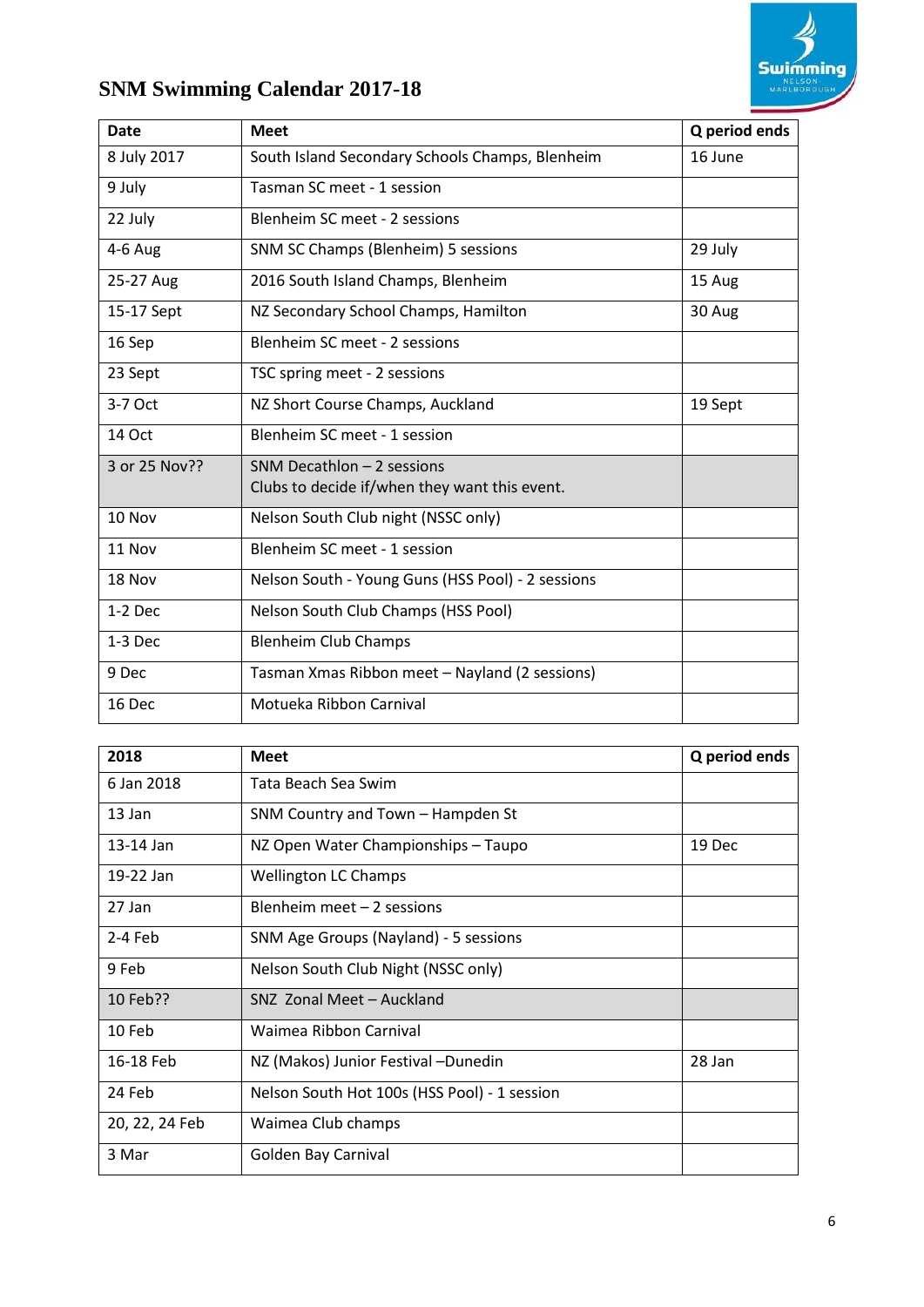# SNM Swimming Calendar 2017-18

| Date | Meet | Q period ends |
|---|---|---|
| 8 July 2017 | South Island Secondary Schools Champs, Blenheim | 16 June |
| 9 July | Tasman SC meet - 1 session | |
| 22 July | Blenheim SC meet - 2 sessions | |
| 4-6 Aug | SNM SC Champs (Blenheim) 5 sessions | 29 July |
| 25-27 Aug | 2016 South Island Champs, Blenheim | 15 Aug |
| 15-17 Sept | NZ Secondary School Champs, Hamilton | 30 Aug |
| 16 Sep | Blenheim SC meet - 2 sessions | |
| 23 Sept | TSC spring meet - 2 sessions | |
| 3-7 Oct | NZ Short Course Champs, Auckland | 19 Sept |
| 14 Oct | Blenheim SC meet - 1 session | |
| 3 or 25 Nov?? | SNM Decathlon – 2 sessions<br>Clubs to decide if/when they want this event. | |
| 10 Nov | Nelson South Club night (NSSC only) | |
| 11 Nov | Blenheim SC meet - 1 session | |
| 18 Nov | Nelson South - Young Guns (HSS Pool) - 2 sessions | |
| 1-2 Dec | Nelson South Club Champs (HSS Pool) | |
| 1-3 Dec | Blenheim Club Champs | |
| 9 Dec | Tasman Xmas Ribbon meet – Nayland (2 sessions) | |
| 16 Dec | Motueka Ribbon Carnival | |

| 2018 | Meet | Q period ends |
|---|---|---|
| 6 Jan 2018 | Tata Beach Sea Swim | |
| 13 Jan | SNM Country and Town – Hampden St | |
| 13-14 Jan | NZ Open Water Championships – Taupo | 19 Dec |
| 19-22 Jan | Wellington LC Champs | |
| 27 Jan | Blenheim meet – 2 sessions | |
| 2-4 Feb | SNM Age Groups (Nayland) - 5 sessions | |
| 9 Feb | Nelson South Club Night (NSSC only) | |
| 10 Feb?? | SNZ Zonal Meet – Auckland | |
| 10 Feb | Waimea Ribbon Carnival | |
| 16-18 Feb | NZ (Makos) Junior Festival –Dunedin | 28 Jan |
| 24 Feb | Nelson South Hot 100s (HSS Pool) - 1 session | |
| 20, 22, 24 Feb | Waimea Club champs | |
| 3 Mar | Golden Bay Carnival | |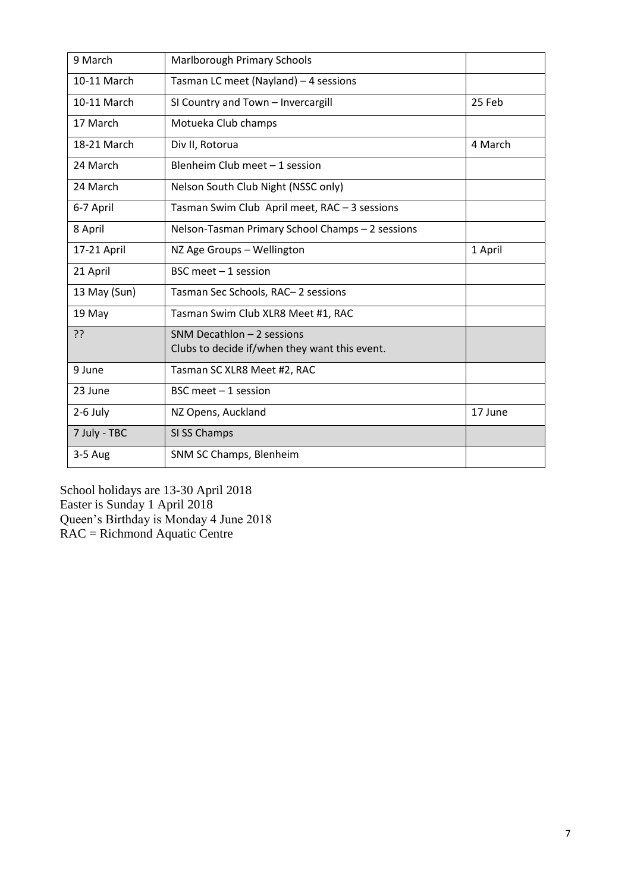| | | |
|---|---|---|
| 9 March | Marlborough Primary Schools | |
| 10-11 March | Tasman LC meet (Nayland) – 4 sessions | |
| 10-11 March | SI Country and Town – Invercargill | 25 Feb |
| 17 March | Motueka Club champs | |
| 18-21 March | Div II, Rotorua | 4 March |
| 24 March | Blenheim Club meet – 1 session | |
| 24 March | Nelson South Club Night (NSSC only) | |
| 6-7 April | Tasman Swim Club April meet, RAC – 3 sessions | |
| 8 April | Nelson-Tasman Primary School Champs – 2 sessions | |
| 17-21 April | NZ Age Groups – Wellington | 1 April |
| 21 April | BSC meet – 1 session | |
| 13 May (Sun) | Tasman Sec Schools, RAC– 2 sessions | |
| 19 May | Tasman Swim Club XLR8 Meet #1, RAC | |
| ?? | SNM Decathlon – 2 sessions<br>Clubs to decide if/when they want this event. | |
| 9 June | Tasman SC XLR8 Meet #2, RAC | |
| 23 June | BSC meet – 1 session | |
| 2-6 July | NZ Opens, Auckland | 17 June |
| 7 July - TBC | SI SS Champs | |
| 3-5 Aug | SNM SC Champs, Blenheim | |

School holidays are 13-30 April 2018
Easter is Sunday 1 April 2018
Queen's Birthday is Monday 4 June 2018
RAC = Richmond Aquatic Centre